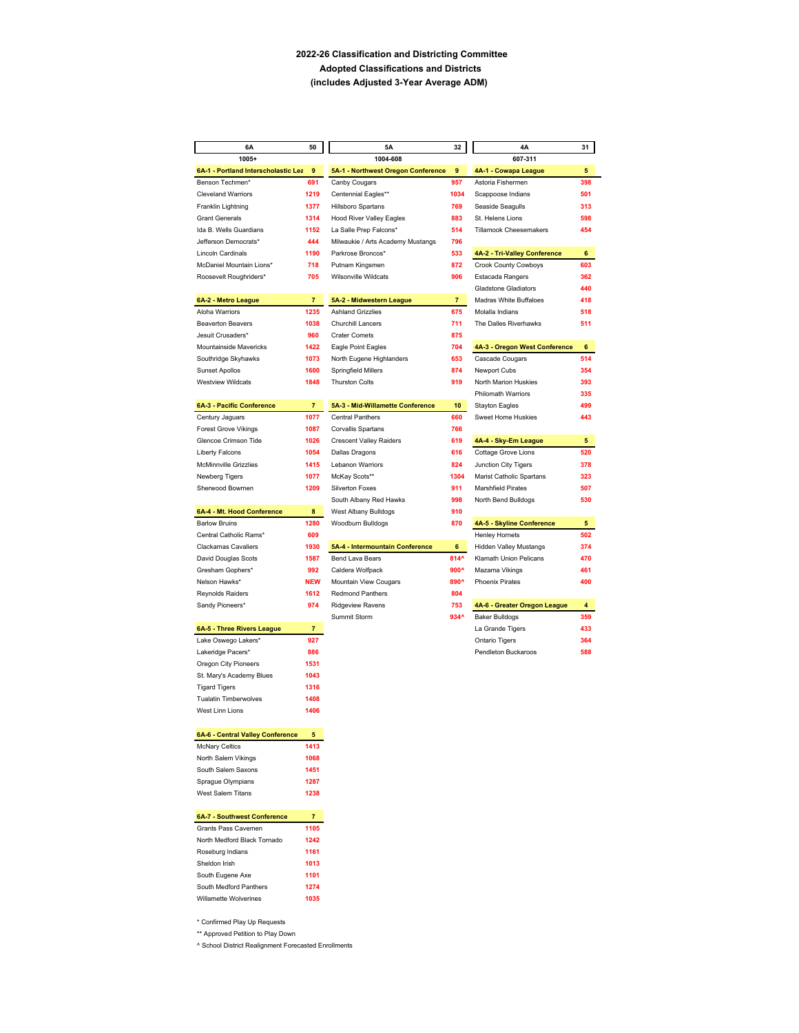# 2022-26 Classification and Districting Committee
## Adopted Classifications and Districts
### (includes Adjusted 3-Year Average ADM)

## 6A — 50 (1005+)

| 6A-1 - Portland Interscholastic Lea | 9 |
|---|---|
| Benson Techmen* | 691 |
| Cleveland Warriors | 1219 |
| Franklin Lightning | 1377 |
| Grant Generals | 1314 |
| Ida B. Wells Guardians | 1152 |
| Jefferson Democrats* | 444 |
| Lincoln Cardinals | 1190 |
| McDaniel Mountain Lions* | 718 |
| Roosevelt Roughriders* | 705 |

| 6A-2 - Metro League | 7 |
|---|---|
| Aloha Warriors | 1235 |
| Beaverton Beavers | 1038 |
| Jesuit Crusaders* | 960 |
| Mountainside Mavericks | 1422 |
| Southridge Skyhawks | 1073 |
| Sunset Apollos | 1600 |
| Westview Wildcats | 1848 |

| 6A-3 - Pacific Conference | 7 |
|---|---|
| Century Jaguars | 1077 |
| Forest Grove Vikings | 1087 |
| Glencoe Crimson Tide | 1026 |
| Liberty Falcons | 1054 |
| McMinnville Grizzlies | 1415 |
| Newberg Tigers | 1077 |
| Sherwood Bowmen | 1209 |

| 6A-4 - Mt. Hood Conference | 8 |
|---|---|
| Barlow Bruins | 1280 |
| Central Catholic Rams* | 609 |
| Clackamas Cavaliers | 1930 |
| David Douglas Scots | 1587 |
| Gresham Gophers* | 992 |
| Nelson Hawks* | NEW |
| Reynolds Raiders | 1612 |
| Sandy Pioneers* | 974 |

| 6A-5 - Three Rivers League | 7 |
|---|---|
| Lake Oswego Lakers* | 927 |
| Lakeridge Pacers* | 886 |
| Oregon City Pioneers | 1531 |
| St. Mary's Academy Blues | 1043 |
| Tigard Tigers | 1316 |
| Tualatin Timberwolves | 1408 |
| West Linn Lions | 1406 |

| 6A-6 - Central Valley Conference | 5 |
|---|---|
| McNary Celtics | 1413 |
| North Salem Vikings | 1068 |
| South Salem Saxons | 1451 |
| Sprague Olympians | 1287 |
| West Salem Titans | 1238 |

| 6A-7 - Southwest Conference | 7 |
|---|---|
| Grants Pass Cavemen | 1105 |
| North Medford Black Tornado | 1242 |
| Roseburg Indians | 1161 |
| Sheldon Irish | 1013 |
| South Eugene Axe | 1101 |
| South Medford Panthers | 1274 |
| Willamette Wolverines | 1035 |

## 5A — 32 (1004-608)

| 5A-1 - Northwest Oregon Conference | 9 |
|---|---|
| Canby Cougars | 957 |
| Centennial Eagles** | 1034 |
| Hillsboro Spartans | 769 |
| Hood River Valley Eagles | 883 |
| La Salle Prep Falcons* | 514 |
| Milwaukie / Arts Academy Mustangs | 796 |
| Parkrose Broncos* | 533 |
| Putnam Kingsmen | 872 |
| Wilsonville Wildcats | 906 |

| 5A-2 - Midwestern League | 7 |
|---|---|
| Ashland Grizzlies | 675 |
| Churchill Lancers | 711 |
| Crater Comets | 875 |
| Eagle Point Eagles | 704 |
| North Eugene Highlanders | 653 |
| Springfield Millers | 874 |
| Thurston Colts | 919 |

| 5A-3 - Mid-Willamette Conference | 10 |
|---|---|
| Central Panthers | 660 |
| Corvallis Spartans | 766 |
| Crescent Valley Raiders | 619 |
| Dallas Dragons | 616 |
| Lebanon Warriors | 824 |
| McKay Scots** | 1304 |
| Silverton Foxes | 911 |
| South Albany Red Hawks | 998 |
| West Albany Bulldogs | 910 |
| Woodburn Bulldogs | 870 |

| 5A-4 - Intermountain Conference | 6 |
|---|---|
| Bend Lava Bears | 814^ |
| Caldera Wolfpack | 900^ |
| Mountain View Cougars | 890^ |
| Redmond Panthers | 804 |
| Ridgeview Ravens | 753 |
| Summit Storm | 934^ |

## 4A — 31 (607-311)

| 4A-1 - Cowapa League | 5 |
|---|---|
| Astoria Fishermen | 398 |
| Scappoose Indians | 501 |
| Seaside Seagulls | 313 |
| St. Helens Lions | 598 |
| Tillamook Cheesemakers | 454 |

| 4A-2 - Tri-Valley Conference | 6 |
|---|---|
| Crook County Cowboys | 603 |
| Estacada Rangers | 362 |
| Gladstone Gladiators | 440 |
| Madras White Buffaloes | 418 |
| Molalla Indians | 518 |
| The Dalles Riverhawks | 511 |

| 4A-3 - Oregon West Conference | 6 |
|---|---|
| Cascade Cougars | 514 |
| Newport Cubs | 354 |
| North Marion Huskies | 393 |
| Philomath Warriors | 335 |
| Stayton Eagles | 499 |
| Sweet Home Huskies | 443 |

| 4A-4 - Sky-Em League | 5 |
|---|---|
| Cottage Grove Lions | 520 |
| Junction City Tigers | 378 |
| Marist Catholic Spartans | 323 |
| Marshfield Pirates | 507 |
| North Bend Bulldogs | 530 |

| 4A-5 - Skyline Conference | 5 |
|---|---|
| Henley Hornets | 502 |
| Hidden Valley Mustangs | 374 |
| Klamath Union Pelicans | 470 |
| Mazama Vikings | 461 |
| Phoenix Pirates | 400 |

| 4A-6 - Greater Oregon League | 4 |
|---|---|
| Baker Bulldogs | 359 |
| La Grande Tigers | 433 |
| Ontario Tigers | 364 |
| Pendleton Buckaroos | 588 |

\* Confirmed Play Up Requests

\*\* Approved Petition to Play Down

^ School District Realignment Forecasted Enrollments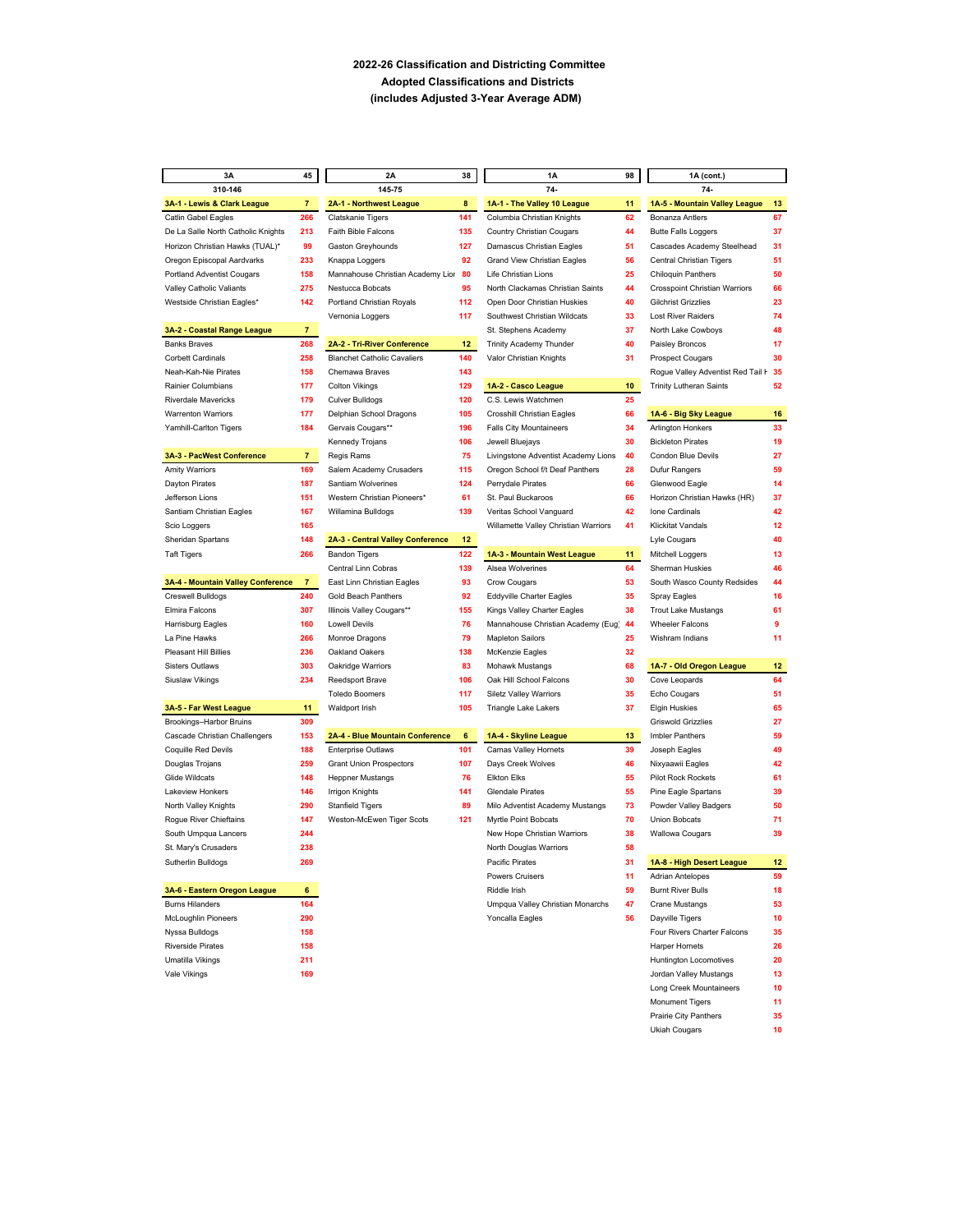# 2022-26 Classification and Districting Committee
## Adopted Classifications and Districts
### (includes Adjusted 3-Year Average ADM)

## 3A — 45 (310-146)

| 3A-1 - Lewis & Clark League | 7 |
|---|---|
| Catlin Gabel Eagles | 266 |
| De La Salle North Catholic Knights | 213 |
| Horizon Christian Hawks (TUAL)* | 99 |
| Oregon Episcopal Aardvarks | 233 |
| Portland Adventist Cougars | 158 |
| Valley Catholic Valiants | 275 |
| Westside Christian Eagles* | 142 |

| 3A-2 - Coastal Range League | 7 |
|---|---|
| Banks Braves | 268 |
| Corbett Cardinals | 258 |
| Neah-Kah-Nie Pirates | 158 |
| Rainier Columbians | 177 |
| Riverdale Mavericks | 179 |
| Warrenton Warriors | 177 |
| Yamhill-Carlton Tigers | 184 |

| 3A-3 - PacWest Conference | 7 |
|---|---|
| Amity Warriors | 169 |
| Dayton Pirates | 187 |
| Jefferson Lions | 151 |
| Santiam Christian Eagles | 167 |
| Scio Loggers | 165 |
| Sheridan Spartans | 148 |
| Taft Tigers | 266 |

| 3A-4 - Mountain Valley Conference | 7 |
|---|---|
| Creswell Bulldogs | 240 |
| Elmira Falcons | 307 |
| Harrisburg Eagles | 160 |
| La Pine Hawks | 266 |
| Pleasant Hill Billies | 236 |
| Sisters Outlaws | 303 |
| Siuslaw Vikings | 234 |

| 3A-5 - Far West League | 11 |
|---|---|
| Brookings–Harbor Bruins | 309 |
| Cascade Christian Challengers | 153 |
| Coquille Red Devils | 188 |
| Douglas Trojans | 259 |
| Glide Wildcats | 148 |
| Lakeview Honkers | 146 |
| North Valley Knights | 290 |
| Rogue River Chieftains | 147 |
| South Umpqua Lancers | 244 |
| St. Mary's Crusaders | 238 |
| Sutherlin Bulldogs | 269 |

| 3A-6 - Eastern Oregon League | 6 |
|---|---|
| Burns Hilanders | 164 |
| McLoughlin Pioneers | 290 |
| Nyssa Bulldogs | 158 |
| Riverside Pirates | 158 |
| Umatilla Vikings | 211 |
| Vale Vikings | 169 |

## 2A — 38 (145-75)

| 2A-1 - Northwest League | 8 |
|---|---|
| Clatskanie Tigers | 141 |
| Faith Bible Falcons | 135 |
| Gaston Greyhounds | 127 |
| Knappa Loggers | 92 |
| Mannahouse Christian Academy Lior | 80 |
| Nestucca Bobcats | 95 |
| Portland Christian Royals | 112 |
| Vernonia Loggers | 117 |

| 2A-2 - Tri-River Conference | 12 |
|---|---|
| Blanchet Catholic Cavaliers | 140 |
| Chemawa Braves | 143 |
| Colton Vikings | 129 |
| Culver Bulldogs | 120 |
| Delphian School Dragons | 105 |
| Gervais Cougars** | 196 |
| Kennedy Trojans | 106 |
| Regis Rams | 75 |
| Salem Academy Crusaders | 115 |
| Santiam Wolverines | 124 |
| Western Christian Pioneers* | 61 |
| Willamina Bulldogs | 139 |

| 2A-3 - Central Valley Conference | 12 |
|---|---|
| Bandon Tigers | 122 |
| Central Linn Cobras | 139 |
| East Linn Christian Eagles | 93 |
| Gold Beach Panthers | 92 |
| Illinois Valley Cougars** | 155 |
| Lowell Devils | 76 |
| Monroe Dragons | 79 |
| Oakland Oakers | 138 |
| Oakridge Warriors | 83 |
| Reedsport Brave | 106 |
| Toledo Boomers | 117 |
| Waldport Irish | 105 |

| 2A-4 - Blue Mountain Conference | 6 |
|---|---|
| Enterprise Outlaws | 101 |
| Grant Union Prospectors | 107 |
| Heppner Mustangs | 76 |
| Irrigon Knights | 141 |
| Stanfield Tigers | 89 |
| Weston-McEwen Tiger Scots | 121 |

## 1A — 98 (74-)

| 1A-1 - The Valley 10 League | 11 |
|---|---|
| Columbia Christian Knights | 62 |
| Country Christian Cougars | 44 |
| Damascus Christian Eagles | 51 |
| Grand View Christian Eagles | 56 |
| Life Christian Lions | 25 |
| North Clackamas Christian Saints | 44 |
| Open Door Christian Huskies | 40 |
| Southwest Christian Wildcats | 33 |
| St. Stephens Academy | 37 |
| Trinity Academy Thunder | 40 |
| Valor Christian Knights | 31 |

| 1A-2 - Casco League | 10 |
|---|---|
| C.S. Lewis Watchmen | 25 |
| Crosshill Christian Eagles | 66 |
| Falls City Mountaineers | 34 |
| Jewell Bluejays | 30 |
| Livingstone Adventist Academy Lions | 40 |
| Oregon School f/t Deaf Panthers | 28 |
| Perrydale Pirates | 66 |
| St. Paul Buckaroos | 66 |
| Veritas School Vanguard | 42 |
| Willamette Valley Christian Warriors | 41 |

| 1A-3 - Mountain West League | 11 |
|---|---|
| Alsea Wolverines | 64 |
| Crow Cougars | 53 |
| Eddyville Charter Eagles | 35 |
| Kings Valley Charter Eagles | 38 |
| Mannahouse Christian Academy (Eug) | 44 |
| Mapleton Sailors | 25 |
| McKenzie Eagles | 32 |
| Mohawk Mustangs | 68 |
| Oak Hill School Falcons | 30 |
| Siletz Valley Warriors | 35 |
| Triangle Lake Lakers | 37 |

| 1A-4 - Skyline League | 13 |
|---|---|
| Camas Valley Hornets | 39 |
| Days Creek Wolves | 46 |
| Elkton Elks | 55 |
| Glendale Pirates | 55 |
| Milo Adventist Academy Mustangs | 73 |
| Myrtle Point Bobcats | 70 |
| New Hope Christian Warriors | 38 |
| North Douglas Warriors | 58 |
| Pacific Pirates | 31 |
| Powers Cruisers | 11 |
| Riddle Irish | 59 |
| Umpqua Valley Christian Monarchs | 47 |
| Yoncalla Eagles | 56 |

## 1A (cont.) (74-)

| 1A-5 - Mountain Valley League | 13 |
|---|---|
| Bonanza Antlers | 67 |
| Butte Falls Loggers | 37 |
| Cascades Academy Steelhead | 31 |
| Central Christian Tigers | 51 |
| Chiloquin Panthers | 50 |
| Crosspoint Christian Warriors | 66 |
| Gilchrist Grizzlies | 23 |
| Lost River Raiders | 74 |
| North Lake Cowboys | 48 |
| Paisley Broncos | 17 |
| Prospect Cougars | 30 |
| Rogue Valley Adventist Red Tail H | 35 |
| Trinity Lutheran Saints | 52 |

| 1A-6 - Big Sky League | 16 |
|---|---|
| Arlington Honkers | 33 |
| Bickleton Pirates | 19 |
| Condon Blue Devils | 27 |
| Dufur Rangers | 59 |
| Glenwood Eagle | 14 |
| Horizon Christian Hawks (HR) | 37 |
| Ione Cardinals | 42 |
| Klickitat Vandals | 12 |
| Lyle Cougars | 40 |
| Mitchell Loggers | 13 |
| Sherman Huskies | 46 |
| South Wasco County Redsides | 44 |
| Spray Eagles | 16 |
| Trout Lake Mustangs | 61 |
| Wheeler Falcons | 9 |
| Wishram Indians | 11 |

| 1A-7 - Old Oregon League | 12 |
|---|---|
| Cove Leopards | 64 |
| Echo Cougars | 51 |
| Elgin Huskies | 65 |
| Griswold Grizzlies | 27 |
| Imbler Panthers | 59 |
| Joseph Eagles | 49 |
| Nixyaawii Eagles | 42 |
| Pilot Rock Rockets | 61 |
| Pine Eagle Spartans | 39 |
| Powder Valley Badgers | 50 |
| Union Bobcats | 71 |
| Wallowa Cougars | 39 |

| 1A-8 - High Desert League | 12 |
|---|---|
| Adrian Antelopes | 59 |
| Burnt River Bulls | 18 |
| Crane Mustangs | 53 |
| Dayville Tigers | 10 |
| Four Rivers Charter Falcons | 35 |
| Harper Hornets | 26 |
| Huntington Locomotives | 20 |
| Jordan Valley Mustangs | 13 |
| Long Creek Mountaineers | 10 |
| Monument Tigers | 11 |
| Prairie City Panthers | 35 |
| Ukiah Cougars | 10 |